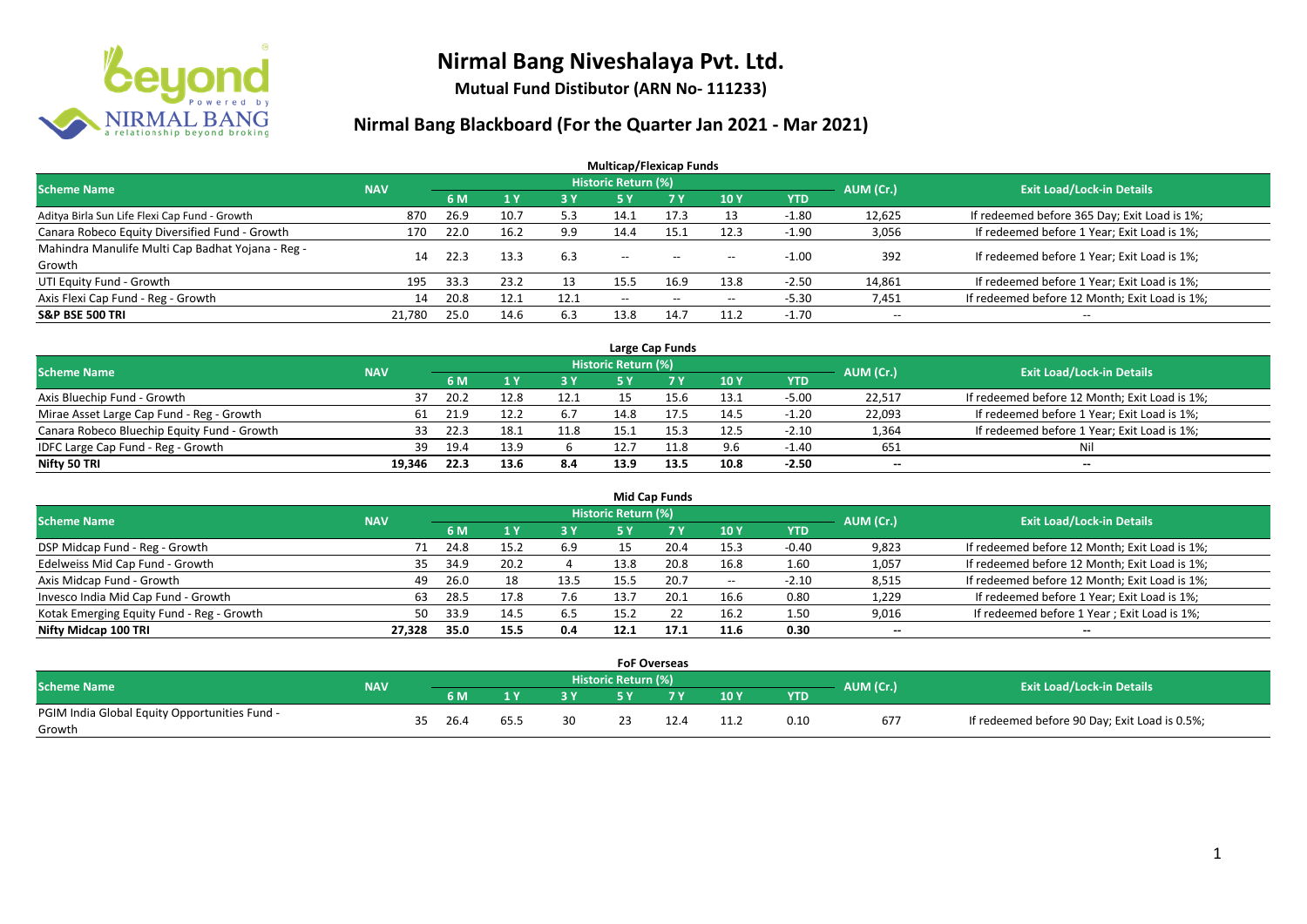# Nirmal Bang Niveshalaya Pvt. Ltd.

**Mutual Fund Distibutor (ARN No- 111233)**

## Nirmal Bang Blackboard (For the Quarter Jan 2021 - Mar 2021)

### Multicap/Flexicap Funds

| Scheme Name | NAV | Historic Return (%) | | | | | | | AUM (Cr.) | Exit Load/Lock-in Details |
|---|---|---|---|---|---|---|---|---|---|---|
| | | 6 M | 1 Y | 3 Y | 5 Y | 7 Y | 10 Y | YTD | | |
| Aditya Birla Sun Life Flexi Cap Fund - Growth | 870 | 26.9 | 10.7 | 5.3 | 14.1 | 17.3 | 13 | -1.80 | 12,625 | If redeemed before 365 Day; Exit Load is 1%; |
| Canara Robeco Equity Diversified Fund - Growth | 170 | 22.0 | 16.2 | 9.9 | 14.4 | 15.1 | 12.3 | -1.90 | 3,056 | If redeemed before 1 Year; Exit Load is 1%; |
| Mahindra Manulife Multi Cap Badhat Yojana - Reg - Growth | 14 | 22.3 | 13.3 | 6.3 | -- | -- | -- | -1.00 | 392 | If redeemed before 1 Year; Exit Load is 1%; |
| UTI Equity Fund - Growth | 195 | 33.3 | 23.2 | 13 | 15.5 | 16.9 | 13.8 | -2.50 | 14,861 | If redeemed before 1 Year; Exit Load is 1%; |
| Axis Flexi Cap Fund - Reg - Growth | 14 | 20.8 | 12.1 | 12.1 | -- | -- | -- | -5.30 | 7,451 | If redeemed before 12 Month; Exit Load is 1%; |
| **S&P BSE 500 TRI** | 21,780 | 25.0 | 14.6 | 6.3 | 13.8 | 14.7 | 11.2 | -1.70 | -- | -- |

### Large Cap Funds

| Scheme Name | NAV | Historic Return (%) | | | | | | | AUM (Cr.) | Exit Load/Lock-in Details |
|---|---|---|---|---|---|---|---|---|---|---|
| | | 6 M | 1 Y | 3 Y | 5 Y | 7 Y | 10 Y | YTD | | |
| Axis Bluechip Fund - Growth | 37 | 20.2 | 12.8 | 12.1 | 15 | 15.6 | 13.1 | -5.00 | 22,517 | If redeemed before 12 Month; Exit Load is 1%; |
| Mirae Asset Large Cap Fund - Reg - Growth | 61 | 21.9 | 12.2 | 6.7 | 14.8 | 17.5 | 14.5 | -1.20 | 22,093 | If redeemed before 1 Year; Exit Load is 1%; |
| Canara Robeco Bluechip Equity Fund - Growth | 33 | 22.3 | 18.1 | 11.8 | 15.1 | 15.3 | 12.5 | -2.10 | 1,364 | If redeemed before 1 Year; Exit Load is 1%; |
| IDFC Large Cap Fund - Reg - Growth | 39 | 19.4 | 13.9 | 6 | 12.7 | 11.8 | 9.6 | -1.40 | 651 | Nil |
| **Nifty 50 TRI** | **19,346** | **22.3** | **13.6** | **8.4** | **13.9** | **13.5** | **10.8** | **-2.50** | **--** | **--** |

### Mid Cap Funds

| Scheme Name | NAV | Historic Return (%) | | | | | | | AUM (Cr.) | Exit Load/Lock-in Details |
|---|---|---|---|---|---|---|---|---|---|---|
| | | 6 M | 1 Y | 3 Y | 5 Y | 7 Y | 10 Y | YTD | | |
| DSP Midcap Fund - Reg - Growth | 71 | 24.8 | 15.2 | 6.9 | 15 | 20.4 | 15.3 | -0.40 | 9,823 | If redeemed before 12 Month; Exit Load is 1%; |
| Edelweiss Mid Cap Fund - Growth | 35 | 34.9 | 20.2 | 4 | 13.8 | 20.8 | 16.8 | 1.60 | 1,057 | If redeemed before 12 Month; Exit Load is 1%; |
| Axis Midcap Fund - Growth | 49 | 26.0 | 18 | 13.5 | 15.5 | 20.7 | -- | -2.10 | 8,515 | If redeemed before 12 Month; Exit Load is 1%; |
| Invesco India Mid Cap Fund - Growth | 63 | 28.5 | 17.8 | 7.6 | 13.7 | 20.1 | 16.6 | 0.80 | 1,229 | If redeemed before 1 Year; Exit Load is 1%; |
| Kotak Emerging Equity Fund - Reg - Growth | 50 | 33.9 | 14.5 | 6.5 | 15.2 | 22 | 16.2 | 1.50 | 9,016 | If redeemed before 1 Year ; Exit Load is 1%; |
| **Nifty Midcap 100 TRI** | **27,328** | **35.0** | **15.5** | **0.4** | **12.1** | **17.1** | **11.6** | **0.30** | **--** | **--** |

### FoF Overseas

| Scheme Name | NAV | Historic Return (%) | | | | | | | AUM (Cr.) | Exit Load/Lock-in Details |
|---|---|---|---|---|---|---|---|---|---|---|
| | | 6 M | 1 Y | 3 Y | 5 Y | 7 Y | 10 Y | YTD | | |
| PGIM India Global Equity Opportunities Fund - Growth | 35 | 26.4 | 65.5 | 30 | 23 | 12.4 | 11.2 | 0.10 | 677 | If redeemed before 90 Day; Exit Load is 0.5%; |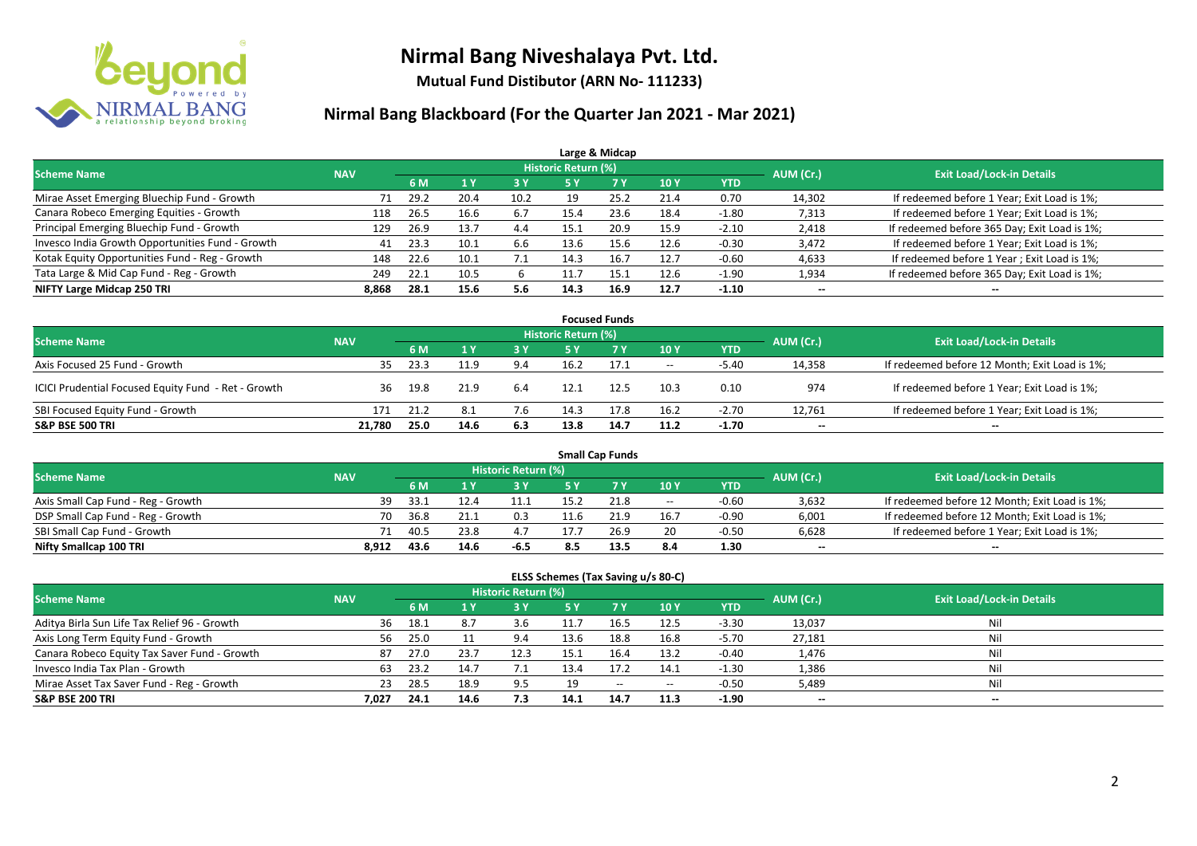# Nirmal Bang Niveshalaya Pvt. Ltd.

**Mutual Fund Distibutor (ARN No- 111233)**

## Nirmal Bang Blackboard (For the Quarter Jan 2021 - Mar 2021)

### Large & Midcap

| Scheme Name | NAV | Historic Return (%) | | | | | | | AUM (Cr.) | Exit Load/Lock-in Details |
|---|---|---|---|---|---|---|---|---|---|---|
| | | 6 M | 1 Y | 3 Y | 5 Y | 7 Y | 10 Y | YTD | | |
| Mirae Asset Emerging Bluechip Fund - Growth | 71 | 29.2 | 20.4 | 10.2 | 19 | 25.2 | 21.4 | 0.70 | 14,302 | If redeemed before 1 Year; Exit Load is 1%; |
| Canara Robeco Emerging Equities - Growth | 118 | 26.5 | 16.6 | 6.7 | 15.4 | 23.6 | 18.4 | -1.80 | 7,313 | If redeemed before 1 Year; Exit Load is 1%; |
| Principal Emerging Bluechip Fund - Growth | 129 | 26.9 | 13.7 | 4.4 | 15.1 | 20.9 | 15.9 | -2.10 | 2,418 | If redeemed before 365 Day; Exit Load is 1%; |
| Invesco India Growth Opportunities Fund - Growth | 41 | 23.3 | 10.1 | 6.6 | 13.6 | 15.6 | 12.6 | -0.30 | 3,472 | If redeemed before 1 Year; Exit Load is 1%; |
| Kotak Equity Opportunities Fund - Reg - Growth | 148 | 22.6 | 10.1 | 7.1 | 14.3 | 16.7 | 12.7 | -0.60 | 4,633 | If redeemed before 1 Year ; Exit Load is 1%; |
| Tata Large & Mid Cap Fund - Reg - Growth | 249 | 22.1 | 10.5 | 6 | 11.7 | 15.1 | 12.6 | -1.90 | 1,934 | If redeemed before 365 Day; Exit Load is 1%; |
| **NIFTY Large Midcap 250 TRI** | **8,868** | **28.1** | **15.6** | **5.6** | **14.3** | **16.9** | **12.7** | **-1.10** | **--** | **--** |

### Focused Funds

| Scheme Name | NAV | Historic Return (%) | | | | | | | AUM (Cr.) | Exit Load/Lock-in Details |
|---|---|---|---|---|---|---|---|---|---|---|
| | | 6 M | 1 Y | 3 Y | 5 Y | 7 Y | 10 Y | YTD | | |
| Axis Focused 25 Fund - Growth | 35 | 23.3 | 11.9 | 9.4 | 16.2 | 17.1 | -- | -5.40 | 14,358 | If redeemed before 12 Month; Exit Load is 1%; |
| ICICI Prudential Focused Equity Fund - Ret - Growth | 36 | 19.8 | 21.9 | 6.4 | 12.1 | 12.5 | 10.3 | 0.10 | 974 | If redeemed before 1 Year; Exit Load is 1%; |
| SBI Focused Equity Fund - Growth | 171 | 21.2 | 8.1 | 7.6 | 14.3 | 17.8 | 16.2 | -2.70 | 12,761 | If redeemed before 1 Year; Exit Load is 1%; |
| **S&P BSE 500 TRI** | **21,780** | **25.0** | **14.6** | **6.3** | **13.8** | **14.7** | **11.2** | **-1.70** | **--** | **--** |

### Small Cap Funds

| Scheme Name | NAV | Historic Return (%) | | | | | | | AUM (Cr.) | Exit Load/Lock-in Details |
|---|---|---|---|---|---|---|---|---|---|---|
| | | 6 M | 1 Y | 3 Y | 5 Y | 7 Y | 10 Y | YTD | | |
| Axis Small Cap Fund - Reg - Growth | 39 | 33.1 | 12.4 | 11.1 | 15.2 | 21.8 | -- | -0.60 | 3,632 | If redeemed before 12 Month; Exit Load is 1%; |
| DSP Small Cap Fund - Reg - Growth | 70 | 36.8 | 21.1 | 0.3 | 11.6 | 21.9 | 16.7 | -0.90 | 6,001 | If redeemed before 12 Month; Exit Load is 1%; |
| SBI Small Cap Fund - Growth | 71 | 40.5 | 23.8 | 4.7 | 17.7 | 26.9 | 20 | -0.50 | 6,628 | If redeemed before 1 Year; Exit Load is 1%; |
| **Nifty Smallcap 100 TRI** | **8,912** | **43.6** | **14.6** | **-6.5** | **8.5** | **13.5** | **8.4** | **1.30** | **--** | **--** |

### ELSS Schemes (Tax Saving u/s 80-C)

| Scheme Name | NAV | Historic Return (%) | | | | | | | AUM (Cr.) | Exit Load/Lock-in Details |
|---|---|---|---|---|---|---|---|---|---|---|
| | | 6 M | 1 Y | 3 Y | 5 Y | 7 Y | 10 Y | YTD | | |
| Aditya Birla Sun Life Tax Relief 96 - Growth | 36 | 18.1 | 8.7 | 3.6 | 11.7 | 16.5 | 12.5 | -3.30 | 13,037 | Nil |
| Axis Long Term Equity Fund - Growth | 56 | 25.0 | 11 | 9.4 | 13.6 | 18.8 | 16.8 | -5.70 | 27,181 | Nil |
| Canara Robeco Equity Tax Saver Fund - Growth | 87 | 27.0 | 23.7 | 12.3 | 15.1 | 16.4 | 13.2 | -0.40 | 1,476 | Nil |
| Invesco India Tax Plan - Growth | 63 | 23.2 | 14.7 | 7.1 | 13.4 | 17.2 | 14.1 | -1.30 | 1,386 | Nil |
| Mirae Asset Tax Saver Fund - Reg - Growth | 23 | 28.5 | 18.9 | 9.5 | 19 | -- | -- | -0.50 | 5,489 | Nil |
| **S&P BSE 200 TRI** | **7,027** | **24.1** | **14.6** | **7.3** | **14.1** | **14.7** | **11.3** | **-1.90** | **--** | **--** |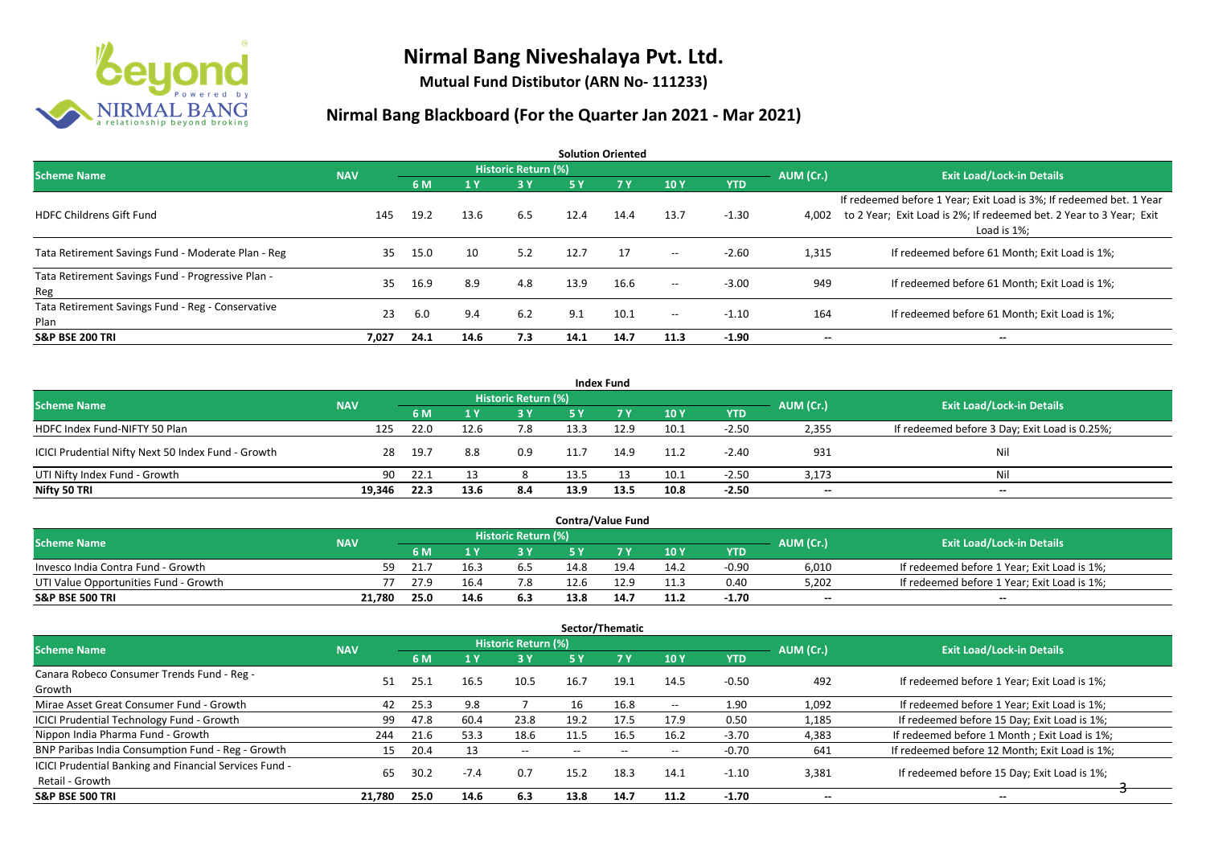# Nirmal Bang Niveshalaya Pvt. Ltd.

**Mutual Fund Distibutor (ARN No- 111233)**

## Nirmal Bang Blackboard (For the Quarter Jan 2021 - Mar 2021)

### Solution Oriented

| Scheme Name | NAV | Historic Return (%) | | | | | | | AUM (Cr.) | Exit Load/Lock-in Details |
|---|---|---|---|---|---|---|---|---|---|---|
| | | 6 M | 1 Y | 3 Y | 5 Y | 7 Y | 10 Y | YTD | | |
| HDFC Childrens Gift Fund | 145 | 19.2 | 13.6 | 6.5 | 12.4 | 14.4 | 13.7 | -1.30 | 4,002 | If redeemed before 1 Year; Exit Load is 3%; If redeemed bet. 1 Year to 2 Year; Exit Load is 2%; If redeemed bet. 2 Year to 3 Year; Exit Load is 1%; |
| Tata Retirement Savings Fund - Moderate Plan - Reg | 35 | 15.0 | 10 | 5.2 | 12.7 | 17 | -- | -2.60 | 1,315 | If redeemed before 61 Month; Exit Load is 1%; |
| Tata Retirement Savings Fund - Progressive Plan - Reg | 35 | 16.9 | 8.9 | 4.8 | 13.9 | 16.6 | -- | -3.00 | 949 | If redeemed before 61 Month; Exit Load is 1%; |
| Tata Retirement Savings Fund - Reg - Conservative Plan | 23 | 6.0 | 9.4 | 6.2 | 9.1 | 10.1 | -- | -1.10 | 164 | If redeemed before 61 Month; Exit Load is 1%; |
| **S&P BSE 200 TRI** | **7,027** | **24.1** | **14.6** | **7.3** | **14.1** | **14.7** | **11.3** | **-1.90** | -- | -- |

### Index Fund

| Scheme Name | NAV | Historic Return (%) | | | | | | | AUM (Cr.) | Exit Load/Lock-in Details |
|---|---|---|---|---|---|---|---|---|---|---|
| | | 6 M | 1 Y | 3 Y | 5 Y | 7 Y | 10 Y | YTD | | |
| HDFC Index Fund-NIFTY 50 Plan | 125 | 22.0 | 12.6 | 7.8 | 13.3 | 12.9 | 10.1 | -2.50 | 2,355 | If redeemed before 3 Day; Exit Load is 0.25%; |
| ICICI Prudential Nifty Next 50 Index Fund - Growth | 28 | 19.7 | 8.8 | 0.9 | 11.7 | 14.9 | 11.2 | -2.40 | 931 | Nil |
| UTI Nifty Index Fund - Growth | 90 | 22.1 | 13 | 8 | 13.5 | 13 | 10.1 | -2.50 | 3,173 | Nil |
| **Nifty 50 TRI** | **19,346** | **22.3** | **13.6** | **8.4** | **13.9** | **13.5** | **10.8** | **-2.50** | -- | -- |

### Contra/Value Fund

| Scheme Name | NAV | Historic Return (%) | | | | | | | AUM (Cr.) | Exit Load/Lock-in Details |
|---|---|---|---|---|---|---|---|---|---|---|
| | | 6 M | 1 Y | 3 Y | 5 Y | 7 Y | 10 Y | YTD | | |
| Invesco India Contra Fund - Growth | 59 | 21.7 | 16.3 | 6.5 | 14.8 | 19.4 | 14.2 | -0.90 | 6,010 | If redeemed before 1 Year; Exit Load is 1%; |
| UTI Value Opportunities Fund - Growth | 77 | 27.9 | 16.4 | 7.8 | 12.6 | 12.9 | 11.3 | 0.40 | 5,202 | If redeemed before 1 Year; Exit Load is 1%; |
| **S&P BSE 500 TRI** | **21,780** | **25.0** | **14.6** | **6.3** | **13.8** | **14.7** | **11.2** | **-1.70** | -- | -- |

### Sector/Thematic

| Scheme Name | NAV | Historic Return (%) | | | | | | | AUM (Cr.) | Exit Load/Lock-in Details |
|---|---|---|---|---|---|---|---|---|---|---|
| | | 6 M | 1 Y | 3 Y | 5 Y | 7 Y | 10 Y | YTD | | |
| Canara Robeco Consumer Trends Fund - Reg - Growth | 51 | 25.1 | 16.5 | 10.5 | 16.7 | 19.1 | 14.5 | -0.50 | 492 | If redeemed before 1 Year; Exit Load is 1%; |
| Mirae Asset Great Consumer Fund - Growth | 42 | 25.3 | 9.8 | 7 | 16 | 16.8 | -- | 1.90 | 1,092 | If redeemed before 1 Year; Exit Load is 1%; |
| ICICI Prudential Technology Fund - Growth | 99 | 47.8 | 60.4 | 23.8 | 19.2 | 17.5 | 17.9 | 0.50 | 1,185 | If redeemed before 15 Day; Exit Load is 1%; |
| Nippon India Pharma Fund - Growth | 244 | 21.6 | 53.3 | 18.6 | 11.5 | 16.5 | 16.2 | -3.70 | 4,383 | If redeemed before 1 Month ; Exit Load is 1%; |
| BNP Paribas India Consumption Fund - Reg - Growth | 15 | 20.4 | 13 | -- | -- | -- | -- | -0.70 | 641 | If redeemed before 12 Month; Exit Load is 1%; |
| ICICI Prudential Banking and Financial Services Fund - Retail - Growth | 65 | 30.2 | -7.4 | 0.7 | 15.2 | 18.3 | 14.1 | -1.10 | 3,381 | If redeemed before 15 Day; Exit Load is 1%; |
| **S&P BSE 500 TRI** | **21,780** | **25.0** | **14.6** | **6.3** | **13.8** | **14.7** | **11.2** | **-1.70** | -- | -- |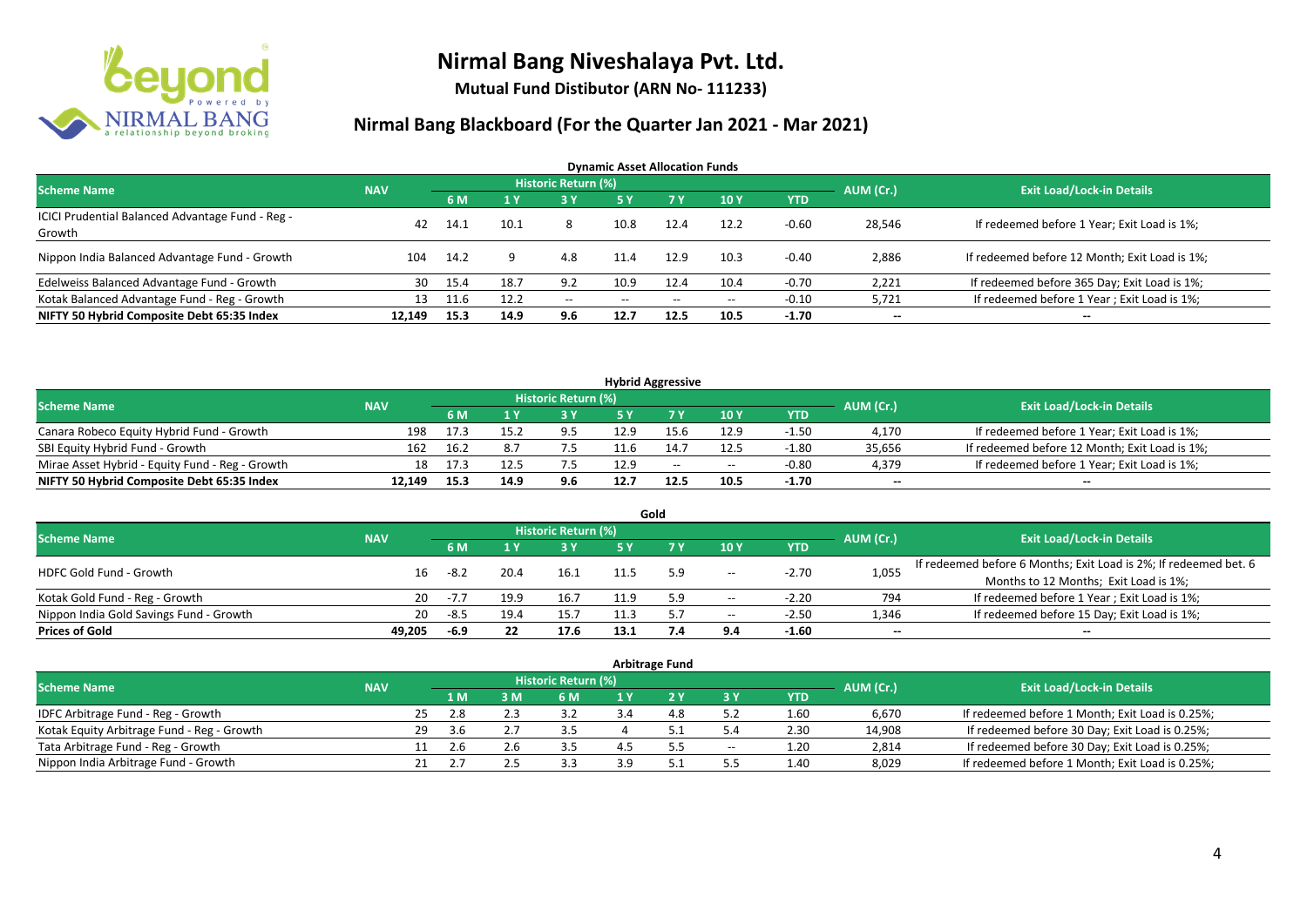# Nirmal Bang Niveshalaya Pvt. Ltd.

**Mutual Fund Distibutor (ARN No- 111233)**

## Nirmal Bang Blackboard (For the Quarter Jan 2021 - Mar 2021)

### Dynamic Asset Allocation Funds

| Scheme Name | NAV | Historic Return (%) | | | | | | | AUM (Cr.) | Exit Load/Lock-in Details |
|---|---|---|---|---|---|---|---|---|---|---|
| | | 6 M | 1 Y | 3 Y | 5 Y | 7 Y | 10 Y | YTD | | |
| ICICI Prudential Balanced Advantage Fund - Reg - Growth | 42 | 14.1 | 10.1 | 8 | 10.8 | 12.4 | 12.2 | -0.60 | 28,546 | If redeemed before 1 Year; Exit Load is 1%; |
| Nippon India Balanced Advantage Fund - Growth | 104 | 14.2 | 9 | 4.8 | 11.4 | 12.9 | 10.3 | -0.40 | 2,886 | If redeemed before 12 Month; Exit Load is 1%; |
| Edelweiss Balanced Advantage Fund - Growth | 30 | 15.4 | 18.7 | 9.2 | 10.9 | 12.4 | 10.4 | -0.70 | 2,221 | If redeemed before 365 Day; Exit Load is 1%; |
| Kotak Balanced Advantage Fund - Reg - Growth | 13 | 11.6 | 12.2 | -- | -- | -- | -- | -0.10 | 5,721 | If redeemed before 1 Year ; Exit Load is 1%; |
| **NIFTY 50 Hybrid Composite Debt 65:35 Index** | **12,149** | **15.3** | **14.9** | **9.6** | **12.7** | **12.5** | **10.5** | **-1.70** | **--** | **--** |

### Hybrid Aggressive

| Scheme Name | NAV | Historic Return (%) | | | | | | | AUM (Cr.) | Exit Load/Lock-in Details |
|---|---|---|---|---|---|---|---|---|---|---|
| | | 6 M | 1 Y | 3 Y | 5 Y | 7 Y | 10 Y | YTD | | |
| Canara Robeco Equity Hybrid Fund - Growth | 198 | 17.3 | 15.2 | 9.5 | 12.9 | 15.6 | 12.9 | -1.50 | 4,170 | If redeemed before 1 Year; Exit Load is 1%; |
| SBI Equity Hybrid Fund - Growth | 162 | 16.2 | 8.7 | 7.5 | 11.6 | 14.7 | 12.5 | -1.80 | 35,656 | If redeemed before 12 Month; Exit Load is 1%; |
| Mirae Asset Hybrid - Equity Fund - Reg - Growth | 18 | 17.3 | 12.5 | 7.5 | 12.9 | -- | -- | -0.80 | 4,379 | If redeemed before 1 Year; Exit Load is 1%; |
| **NIFTY 50 Hybrid Composite Debt 65:35 Index** | **12,149** | **15.3** | **14.9** | **9.6** | **12.7** | **12.5** | **10.5** | **-1.70** | **--** | **--** |

### Gold

| Scheme Name | NAV | Historic Return (%) | | | | | | | AUM (Cr.) | Exit Load/Lock-in Details |
|---|---|---|---|---|---|---|---|---|---|---|
| | | 6 M | 1 Y | 3 Y | 5 Y | 7 Y | 10 Y | YTD | | |
| HDFC Gold Fund - Growth | 16 | -8.2 | 20.4 | 16.1 | 11.5 | 5.9 | -- | -2.70 | 1,055 | If redeemed before 6 Months; Exit Load is 2%; If redeemed bet. 6 Months to 12 Months; Exit Load is 1%; |
| Kotak Gold Fund - Reg - Growth | 20 | -7.7 | 19.9 | 16.7 | 11.9 | 5.9 | -- | -2.20 | 794 | If redeemed before 1 Year ; Exit Load is 1%; |
| Nippon India Gold Savings Fund - Growth | 20 | -8.5 | 19.4 | 15.7 | 11.3 | 5.7 | -- | -2.50 | 1,346 | If redeemed before 15 Day; Exit Load is 1%; |
| **Prices of Gold** | **49,205** | **-6.9** | **22** | **17.6** | **13.1** | **7.4** | **9.4** | **-1.60** | **--** | **--** |

### Arbitrage Fund

| Scheme Name | NAV | Historic Return (%) | | | | | | | AUM (Cr.) | Exit Load/Lock-in Details |
|---|---|---|---|---|---|---|---|---|---|---|
| | | 1 M | 3 M | 6 M | 1 Y | 2 Y | 3 Y | YTD | | |
| IDFC Arbitrage Fund - Reg - Growth | 25 | 2.8 | 2.3 | 3.2 | 3.4 | 4.8 | 5.2 | 1.60 | 6,670 | If redeemed before 1 Month; Exit Load is 0.25%; |
| Kotak Equity Arbitrage Fund - Reg - Growth | 29 | 3.6 | 2.7 | 3.5 | 4 | 5.1 | 5.4 | 2.30 | 14,908 | If redeemed before 30 Day; Exit Load is 0.25%; |
| Tata Arbitrage Fund - Reg - Growth | 11 | 2.6 | 2.6 | 3.5 | 4.5 | 5.5 | -- | 1.20 | 2,814 | If redeemed before 30 Day; Exit Load is 0.25%; |
| Nippon India Arbitrage Fund - Growth | 21 | 2.7 | 2.5 | 3.3 | 3.9 | 5.1 | 5.5 | 1.40 | 8,029 | If redeemed before 1 Month; Exit Load is 0.25%; |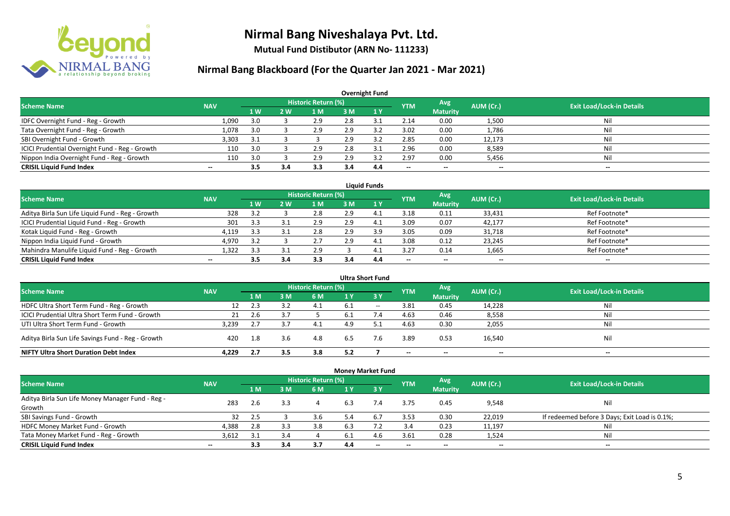# Nirmal Bang Niveshalaya Pvt. Ltd.

**Mutual Fund Distibutor (ARN No- 111233)**

## Nirmal Bang Blackboard (For the Quarter Jan 2021 - Mar 2021)

### Overnight Fund

| Scheme Name | NAV | Historic Return (%) | | | | | YTM | Avg Maturity | AUM (Cr.) | Exit Load/Lock-in Details |
|---|---|---|---|---|---|---|---|---|---|---|
| | | 1 W | 2 W | 1 M | 3 M | 1 Y | | | | |
| IDFC Overnight Fund - Reg - Growth | 1,090 | 3.0 | 3 | 2.9 | 2.8 | 3.1 | 2.14 | 0.00 | 1,500 | Nil |
| Tata Overnight Fund - Reg - Growth | 1,078 | 3.0 | 3 | 2.9 | 2.9 | 3.2 | 3.02 | 0.00 | 1,786 | Nil |
| SBI Overnight Fund - Growth | 3,303 | 3.1 | 3 | 3 | 2.9 | 3.2 | 2.85 | 0.00 | 12,173 | Nil |
| ICICI Prudential Overnight Fund - Reg - Growth | 110 | 3.0 | 3 | 2.9 | 2.8 | 3.1 | 2.96 | 0.00 | 8,589 | Nil |
| Nippon India Overnight Fund - Reg - Growth | 110 | 3.0 | 3 | 2.9 | 2.9 | 3.2 | 2.97 | 0.00 | 5,456 | Nil |
| **CRISIL Liquid Fund Index** | -- | **3.5** | **3.4** | **3.3** | **3.4** | **4.4** | -- | -- | -- | -- |

### Liquid Funds

| Scheme Name | NAV | Historic Return (%) | | | | | YTM | Avg Maturity | AUM (Cr.) | Exit Load/Lock-in Details |
|---|---|---|---|---|---|---|---|---|---|---|
| | | 1 W | 2 W | 1 M | 3 M | 1 Y | | | | |
| Aditya Birla Sun Life Liquid Fund - Reg - Growth | 328 | 3.2 | 3 | 2.8 | 2.9 | 4.1 | 3.18 | 0.11 | 33,431 | Ref Footnote* |
| ICICI Prudential Liquid Fund - Reg - Growth | 301 | 3.3 | 3.1 | 2.9 | 2.9 | 4.1 | 3.09 | 0.07 | 42,177 | Ref Footnote* |
| Kotak Liquid Fund - Reg - Growth | 4,119 | 3.3 | 3.1 | 2.8 | 2.9 | 3.9 | 3.05 | 0.09 | 31,718 | Ref Footnote* |
| Nippon India Liquid Fund - Growth | 4,970 | 3.2 | 3 | 2.7 | 2.9 | 4.1 | 3.08 | 0.12 | 23,245 | Ref Footnote* |
| Mahindra Manulife Liquid Fund - Reg - Growth | 1,322 | 3.3 | 3.1 | 2.9 | 3 | 4.1 | 3.27 | 0.14 | 1,665 | Ref Footnote* |
| **CRISIL Liquid Fund Index** | -- | **3.5** | **3.4** | **3.3** | **3.4** | **4.4** | -- | -- | -- | -- |

### Ultra Short Fund

| Scheme Name | NAV | Historic Return (%) | | | | | YTM | Avg Maturity | AUM (Cr.) | Exit Load/Lock-in Details |
|---|---|---|---|---|---|---|---|---|---|---|
| | | 1 M | 3 M | 6 M | 1 Y | 3 Y | | | | |
| HDFC Ultra Short Term Fund - Reg - Growth | 12 | 2.3 | 3.2 | 4.1 | 6.1 | -- | 3.81 | 0.45 | 14,228 | Nil |
| ICICI Prudential Ultra Short Term Fund - Growth | 21 | 2.6 | 3.7 | 5 | 6.1 | 7.4 | 4.63 | 0.46 | 8,558 | Nil |
| UTI Ultra Short Term Fund - Growth | 3,239 | 2.7 | 3.7 | 4.1 | 4.9 | 5.1 | 4.63 | 0.30 | 2,055 | Nil |
| Aditya Birla Sun Life Savings Fund - Reg - Growth | 420 | 1.8 | 3.6 | 4.8 | 6.5 | 7.6 | 3.89 | 0.53 | 16,540 | Nil |
| **NIFTY Ultra Short Duration Debt Index** | **4,229** | **2.7** | **3.5** | **3.8** | **5.2** | **7** | -- | -- | -- | -- |

### Money Market Fund

| Scheme Name | NAV | Historic Return (%) | | | | | YTM | Avg Maturity | AUM (Cr.) | Exit Load/Lock-in Details |
|---|---|---|---|---|---|---|---|---|---|---|
| | | 1 M | 3 M | 6 M | 1 Y | 3 Y | | | | |
| Aditya Birla Sun Life Money Manager Fund - Reg - Growth | 283 | 2.6 | 3.3 | 4 | 6.3 | 7.4 | 3.75 | 0.45 | 9,548 | Nil |
| SBI Savings Fund - Growth | 32 | 2.5 | 3 | 3.6 | 5.4 | 6.7 | 3.53 | 0.30 | 22,019 | If redeemed before 3 Days; Exit Load is 0.1%; |
| HDFC Money Market Fund - Growth | 4,388 | 2.8 | 3.3 | 3.8 | 6.3 | 7.2 | 3.4 | 0.23 | 11,197 | Nil |
| Tata Money Market Fund - Reg - Growth | 3,612 | 3.1 | 3.4 | 4 | 6.1 | 4.6 | 3.61 | 0.28 | 1,524 | Nil |
| **CRISIL Liquid Fund Index** | -- | **3.3** | **3.4** | **3.7** | **4.4** | -- | -- | -- | -- | -- |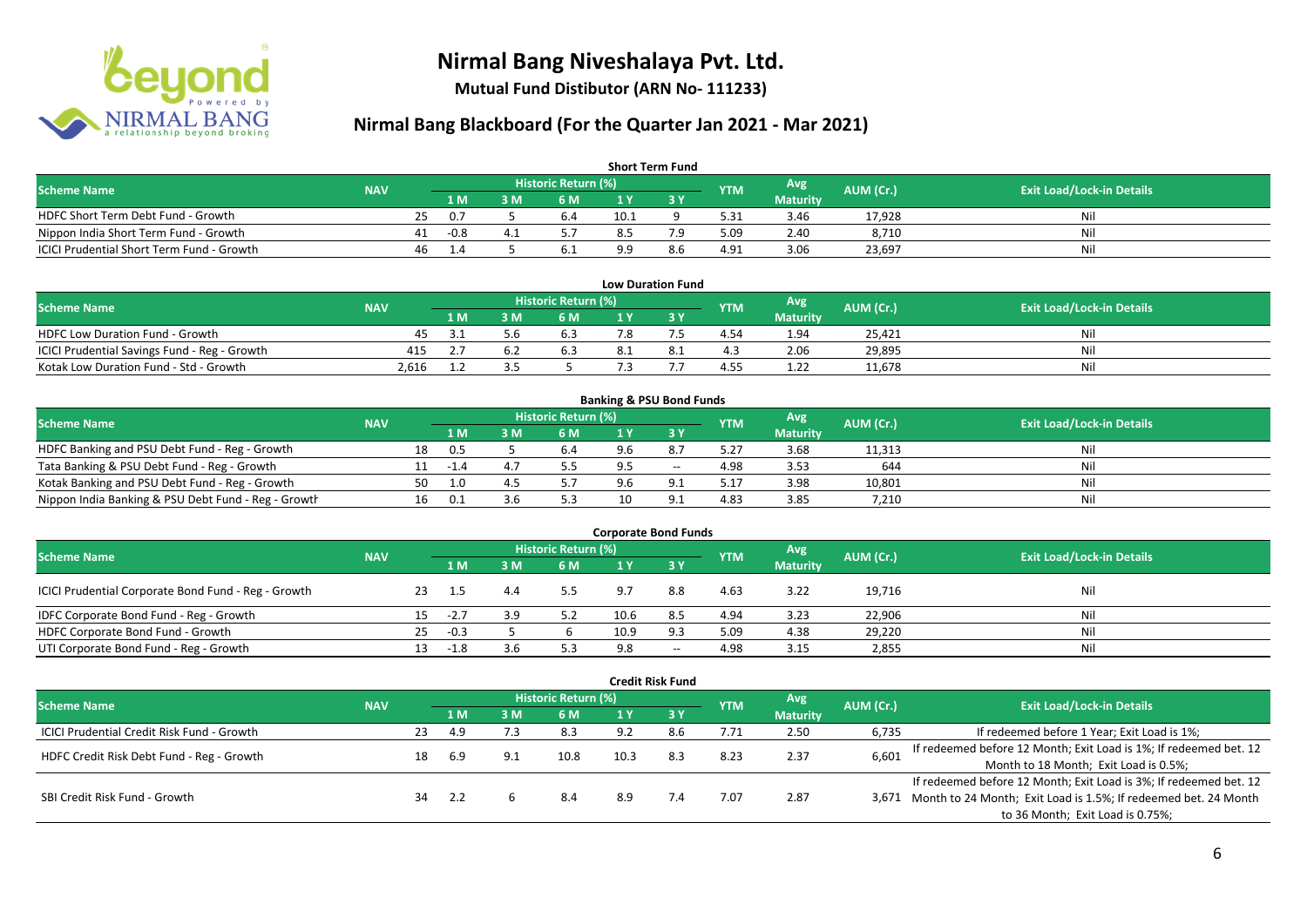# Nirmal Bang Niveshalaya Pvt. Ltd.

**Mutual Fund Distibutor (ARN No- 111233)**

## Nirmal Bang Blackboard (For the Quarter Jan 2021 - Mar 2021)

### Short Term Fund

| Scheme Name | NAV | Historic Return (%) | | | | | YTM | Avg Maturity | AUM (Cr.) | Exit Load/Lock-in Details |
|---|---|---|---|---|---|---|---|---|---|---|
| | | 1 M | 3 M | 6 M | 1 Y | 3 Y | | | | |
| HDFC Short Term Debt Fund - Growth | 25 | 0.7 | 5 | 6.4 | 10.1 | 9 | 5.31 | 3.46 | 17,928 | Nil |
| Nippon India Short Term Fund - Growth | 41 | -0.8 | 4.1 | 5.7 | 8.5 | 7.9 | 5.09 | 2.40 | 8,710 | Nil |
| ICICI Prudential Short Term Fund - Growth | 46 | 1.4 | 5 | 6.1 | 9.9 | 8.6 | 4.91 | 3.06 | 23,697 | Nil |

### Low Duration Fund

| Scheme Name | NAV | Historic Return (%) | | | | | YTM | Avg Maturity | AUM (Cr.) | Exit Load/Lock-in Details |
|---|---|---|---|---|---|---|---|---|---|---|
| | | 1 M | 3 M | 6 M | 1 Y | 3 Y | | | | |
| HDFC Low Duration Fund - Growth | 45 | 3.1 | 5.6 | 6.3 | 7.8 | 7.5 | 4.54 | 1.94 | 25,421 | Nil |
| ICICI Prudential Savings Fund - Reg - Growth | 415 | 2.7 | 6.2 | 6.3 | 8.1 | 8.1 | 4.3 | 2.06 | 29,895 | Nil |
| Kotak Low Duration Fund - Std - Growth | 2,616 | 1.2 | 3.5 | 5 | 7.3 | 7.7 | 4.55 | 1.22 | 11,678 | Nil |

### Banking & PSU Bond Funds

| Scheme Name | NAV | Historic Return (%) | | | | | YTM | Avg Maturity | AUM (Cr.) | Exit Load/Lock-in Details |
|---|---|---|---|---|---|---|---|---|---|---|
| | | 1 M | 3 M | 6 M | 1 Y | 3 Y | | | | |
| HDFC Banking and PSU Debt Fund - Reg - Growth | 18 | 0.5 | 5 | 6.4 | 9.6 | 8.7 | 5.27 | 3.68 | 11,313 | Nil |
| Tata Banking & PSU Debt Fund - Reg - Growth | 11 | -1.4 | 4.7 | 5.5 | 9.5 | -- | 4.98 | 3.53 | 644 | Nil |
| Kotak Banking and PSU Debt Fund - Reg - Growth | 50 | 1.0 | 4.5 | 5.7 | 9.6 | 9.1 | 5.17 | 3.98 | 10,801 | Nil |
| Nippon India Banking & PSU Debt Fund - Reg - Growth | 16 | 0.1 | 3.6 | 5.3 | 10 | 9.1 | 4.83 | 3.85 | 7,210 | Nil |

### Corporate Bond Funds

| Scheme Name | NAV | Historic Return (%) | | | | | YTM | Avg Maturity | AUM (Cr.) | Exit Load/Lock-in Details |
|---|---|---|---|---|---|---|---|---|---|---|
| | | 1 M | 3 M | 6 M | 1 Y | 3 Y | | | | |
| ICICI Prudential Corporate Bond Fund - Reg - Growth | 23 | 1.5 | 4.4 | 5.5 | 9.7 | 8.8 | 4.63 | 3.22 | 19,716 | Nil |
| IDFC Corporate Bond Fund - Reg - Growth | 15 | -2.7 | 3.9 | 5.2 | 10.6 | 8.5 | 4.94 | 3.23 | 22,906 | Nil |
| HDFC Corporate Bond Fund - Growth | 25 | -0.3 | 5 | 6 | 10.9 | 9.3 | 5.09 | 4.38 | 29,220 | Nil |
| UTI Corporate Bond Fund - Reg - Growth | 13 | -1.8 | 3.6 | 5.3 | 9.8 | -- | 4.98 | 3.15 | 2,855 | Nil |

### Credit Risk Fund

| Scheme Name | NAV | Historic Return (%) | | | | | YTM | Avg Maturity | AUM (Cr.) | Exit Load/Lock-in Details |
|---|---|---|---|---|---|---|---|---|---|---|
| | | 1 M | 3 M | 6 M | 1 Y | 3 Y | | | | |
| ICICI Prudential Credit Risk Fund - Growth | 23 | 4.9 | 7.3 | 8.3 | 9.2 | 8.6 | 7.71 | 2.50 | 6,735 | If redeemed before 1 Year; Exit Load is 1%; |
| HDFC Credit Risk Debt Fund - Reg - Growth | 18 | 6.9 | 9.1 | 10.8 | 10.3 | 8.3 | 8.23 | 2.37 | 6,601 | If redeemed before 12 Month; Exit Load is 1%; If redeemed bet. 12 Month to 18 Month; Exit Load is 0.5%; |
| SBI Credit Risk Fund - Growth | 34 | 2.2 | 6 | 8.4 | 8.9 | 7.4 | 7.07 | 2.87 | 3,671 | If redeemed before 12 Month; Exit Load is 3%; If redeemed bet. 12 Month to 24 Month; Exit Load is 1.5%; If redeemed bet. 24 Month to 36 Month; Exit Load is 0.75%; |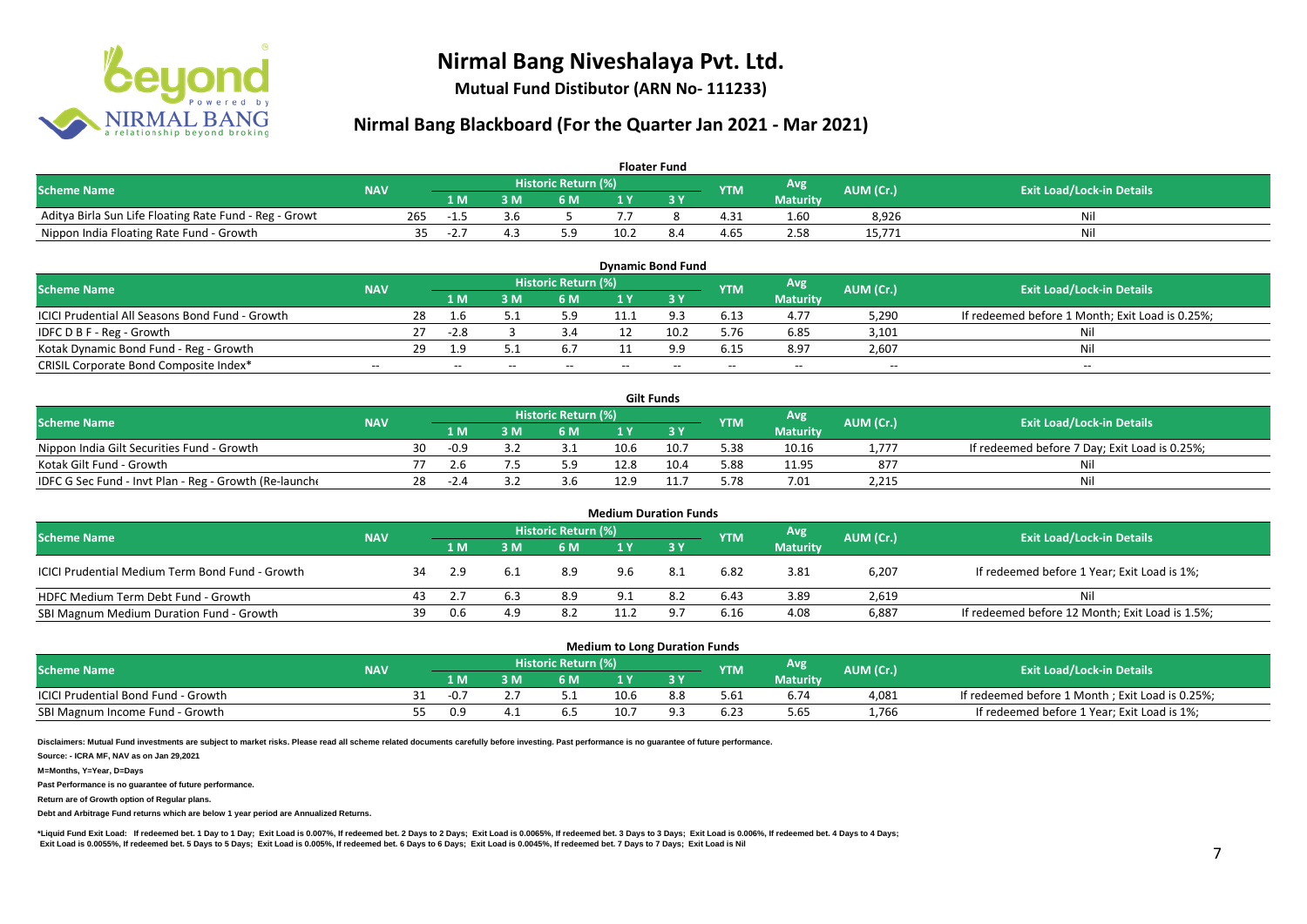# Nirmal Bang Niveshalaya Pvt. Ltd.

**Mutual Fund Distibutor (ARN No- 111233)**

## Nirmal Bang Blackboard (For the Quarter Jan 2021 - Mar 2021)

### Floater Fund

| Scheme Name | NAV | Historic Return (%) | | | | | YTM | Avg Maturity | AUM (Cr.) | Exit Load/Lock-in Details |
|---|---|---|---|---|---|---|---|---|---|---|
| | | 1 M | 3 M | 6 M | 1 Y | 3 Y | | | | |
| Aditya Birla Sun Life Floating Rate Fund - Reg - Growt | 265 | -1.5 | 3.6 | 5 | 7.7 | 8 | 4.31 | 1.60 | 8,926 | Nil |
| Nippon India Floating Rate Fund - Growth | 35 | -2.7 | 4.3 | 5.9 | 10.2 | 8.4 | 4.65 | 2.58 | 15,771 | Nil |

### Dynamic Bond Fund

| Scheme Name | NAV | Historic Return (%) | | | | | YTM | Avg Maturity | AUM (Cr.) | Exit Load/Lock-in Details |
|---|---|---|---|---|---|---|---|---|---|---|
| | | 1 M | 3 M | 6 M | 1 Y | 3 Y | | | | |
| ICICI Prudential All Seasons Bond Fund - Growth | 28 | 1.6 | 5.1 | 5.9 | 11.1 | 9.3 | 6.13 | 4.77 | 5,290 | If redeemed before 1 Month; Exit Load is 0.25%; |
| IDFC D B F - Reg - Growth | 27 | -2.8 | 3 | 3.4 | 12 | 10.2 | 5.76 | 6.85 | 3,101 | Nil |
| Kotak Dynamic Bond Fund - Reg - Growth | 29 | 1.9 | 5.1 | 6.7 | 11 | 9.9 | 6.15 | 8.97 | 2,607 | Nil |
| CRISIL Corporate Bond Composite Index* | -- | -- | -- | -- | -- | -- | -- | -- | -- | -- |

### Gilt Funds

| Scheme Name | NAV | Historic Return (%) | | | | | YTM | Avg Maturity | AUM (Cr.) | Exit Load/Lock-in Details |
|---|---|---|---|---|---|---|---|---|---|---|
| | | 1 M | 3 M | 6 M | 1 Y | 3 Y | | | | |
| Nippon India Gilt Securities Fund - Growth | 30 | -0.9 | 3.2 | 3.1 | 10.6 | 10.7 | 5.38 | 10.16 | 1,777 | If redeemed before 7 Day; Exit Load is 0.25%; |
| Kotak Gilt Fund - Growth | 77 | 2.6 | 7.5 | 5.9 | 12.8 | 10.4 | 5.88 | 11.95 | 877 | Nil |
| IDFC G Sec Fund - Invt Plan - Reg - Growth (Re-launche | 28 | -2.4 | 3.2 | 3.6 | 12.9 | 11.7 | 5.78 | 7.01 | 2,215 | Nil |

### Medium Duration Funds

| Scheme Name | NAV | Historic Return (%) | | | | | YTM | Avg Maturity | AUM (Cr.) | Exit Load/Lock-in Details |
|---|---|---|---|---|---|---|---|---|---|---|
| | | 1 M | 3 M | 6 M | 1 Y | 3 Y | | | | |
| ICICI Prudential Medium Term Bond Fund - Growth | 34 | 2.9 | 6.1 | 8.9 | 9.6 | 8.1 | 6.82 | 3.81 | 6,207 | If redeemed before 1 Year; Exit Load is 1%; |
| HDFC Medium Term Debt Fund - Growth | 43 | 2.7 | 6.3 | 8.9 | 9.1 | 8.2 | 6.43 | 3.89 | 2,619 | Nil |
| SBI Magnum Medium Duration Fund - Growth | 39 | 0.6 | 4.9 | 8.2 | 11.2 | 9.7 | 6.16 | 4.08 | 6,887 | If redeemed before 12 Month; Exit Load is 1.5%; |

### Medium to Long Duration Funds

| Scheme Name | NAV | Historic Return (%) | | | | | YTM | Avg Maturity | AUM (Cr.) | Exit Load/Lock-in Details |
|---|---|---|---|---|---|---|---|---|---|---|
| | | 1 M | 3 M | 6 M | 1 Y | 3 Y | | | | |
| ICICI Prudential Bond Fund - Growth | 31 | -0.7 | 2.7 | 5.1 | 10.6 | 8.8 | 5.61 | 6.74 | 4,081 | If redeemed before 1 Month ; Exit Load is 0.25%; |
| SBI Magnum Income Fund - Growth | 55 | 0.9 | 4.1 | 6.5 | 10.7 | 9.3 | 6.23 | 5.65 | 1,766 | If redeemed before 1 Year; Exit Load is 1%; |

**Disclaimers: Mutual Fund investments are subject to market risks. Please read all scheme related documents carefully before investing. Past performance is no guarantee of future performance.**

**Source: - ICRA MF, NAV as on Jan 29,2021**

**M=Months, Y=Year, D=Days**

**Past Performance is no guarantee of future performance.**

**Return are of Growth option of Regular plans.**

**Debt and Arbitrage Fund returns which are below 1 year period are Annualized Returns.**

**\*Liquid Fund Exit Load: If redeemed bet. 1 Day to 1 Day; Exit Load is 0.007%, If redeemed bet. 2 Days to 2 Days; Exit Load is 0.0065%, If redeemed bet. 3 Days to 3 Days; Exit Load is 0.006%, If redeemed bet. 4 Days to 4 Days; Exit Load is 0.0055%, If redeemed bet. 5 Days to 5 Days; Exit Load is 0.005%, If redeemed bet. 6 Days to 6 Days; Exit Load is 0.0045%, If redeemed bet. 7 Days to 7 Days; Exit Load is Nil**